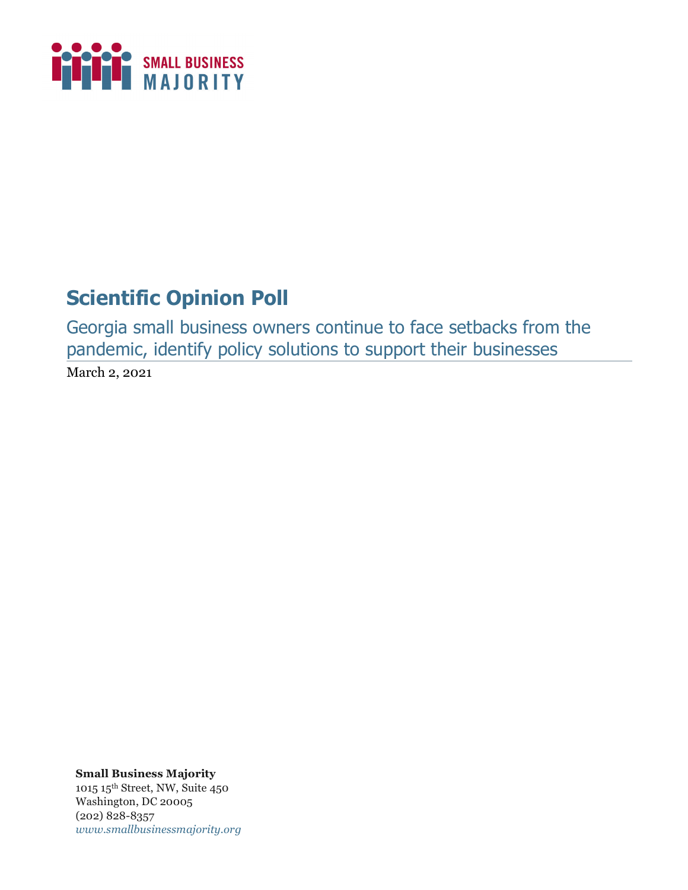SMALL BUSINESS MAJORITY

# Scientific Opinion Poll

## Georgia small business owners continue to face setbacks from the pandemic, identify policy solutions to support their businesses

March 2, 2021

**Small Business Majority**
1015 15th Street, NW, Suite 450
Washington, DC 20005
(202) 828-8357
*www.smallbusinessmajority.org*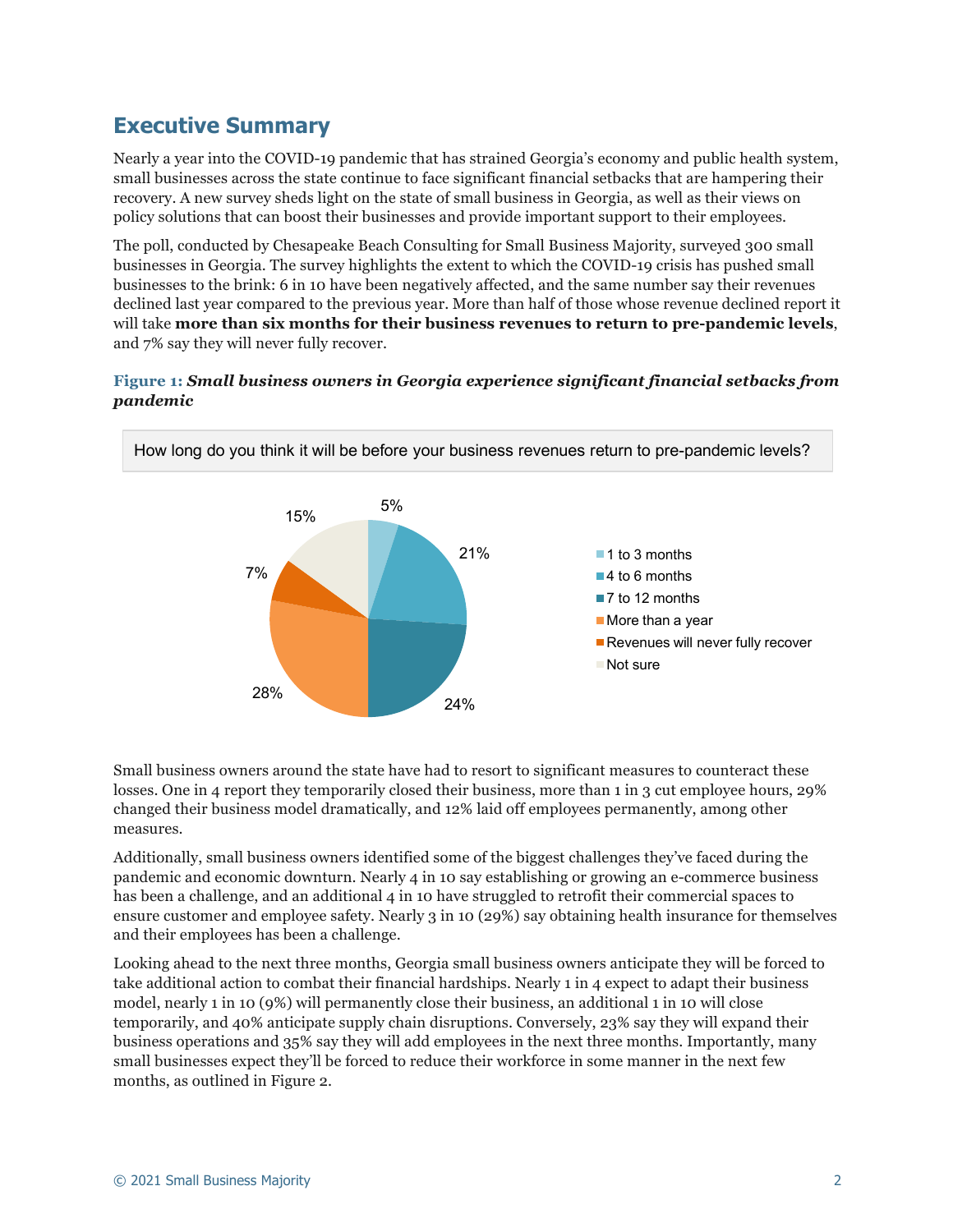## Executive Summary

Nearly a year into the COVID-19 pandemic that has strained Georgia's economy and public health system, small businesses across the state continue to face significant financial setbacks that are hampering their recovery. A new survey sheds light on the state of small business in Georgia, as well as their views on policy solutions that can boost their businesses and provide important support to their employees.

The poll, conducted by Chesapeake Beach Consulting for Small Business Majority, surveyed 300 small businesses in Georgia. The survey highlights the extent to which the COVID-19 crisis has pushed small businesses to the brink: 6 in 10 have been negatively affected, and the same number say their revenues declined last year compared to the previous year. More than half of those whose revenue declined report it will take **more than six months for their business revenues to return to pre-pandemic levels**, and 7% say they will never fully recover.

**Figure 1:** ***Small business owners in Georgia experience significant financial setbacks from pandemic***

How long do you think it will be before your business revenues return to pre-pandemic levels?

| Response | Percent |
| --- | --- |
| 1 to 3 months | 5% |
| 4 to 6 months | 21% |
| 7 to 12 months | 24% |
| More than a year | 28% |
| Revenues will never fully recover | 7% |
| Not sure | 15% |

Small business owners around the state have had to resort to significant measures to counteract these losses. One in 4 report they temporarily closed their business, more than 1 in 3 cut employee hours, 29% changed their business model dramatically, and 12% laid off employees permanently, among other measures.

Additionally, small business owners identified some of the biggest challenges they've faced during the pandemic and economic downturn. Nearly 4 in 10 say establishing or growing an e-commerce business has been a challenge, and an additional 4 in 10 have struggled to retrofit their commercial spaces to ensure customer and employee safety. Nearly 3 in 10 (29%) say obtaining health insurance for themselves and their employees has been a challenge.

Looking ahead to the next three months, Georgia small business owners anticipate they will be forced to take additional action to combat their financial hardships. Nearly 1 in 4 expect to adapt their business model, nearly 1 in 10 (9%) will permanently close their business, an additional 1 in 10 will close temporarily, and 40% anticipate supply chain disruptions. Conversely, 23% say they will expand their business operations and 35% say they will add employees in the next three months. Importantly, many small businesses expect they'll be forced to reduce their workforce in some manner in the next few months, as outlined in Figure 2.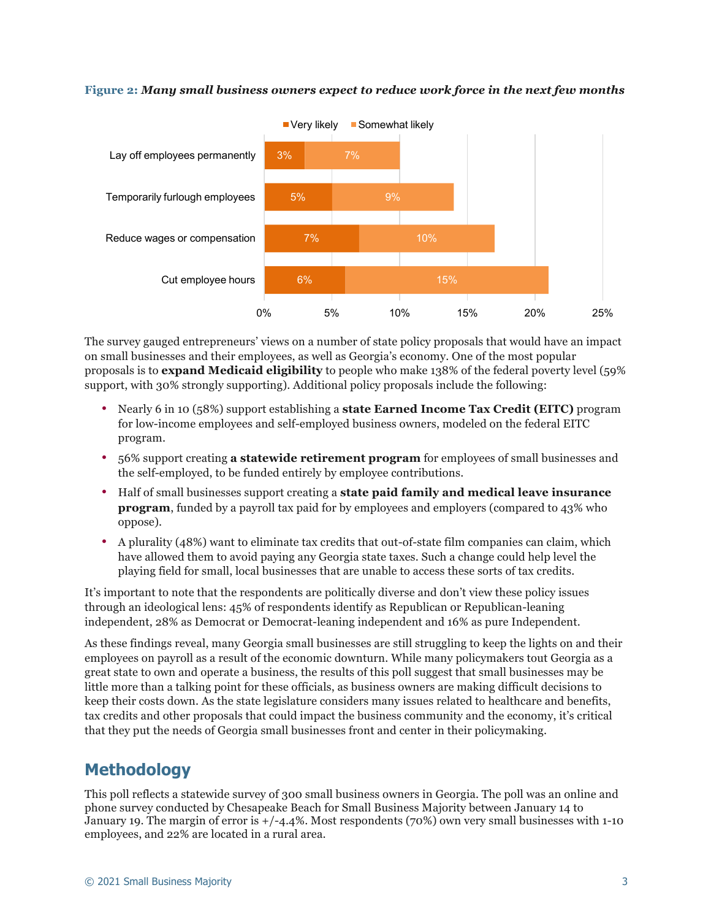**Figure 2:** ***Many small business owners expect to reduce work force in the next few months***

| | Very likely | Somewhat likely |
| --- | --- | --- |
| Lay off employees permanently | 3% | 7% |
| Temporarily furlough employees | 5% | 9% |
| Reduce wages or compensation | 7% | 10% |
| Cut employee hours | 6% | 15% |

The survey gauged entrepreneurs' views on a number of state policy proposals that would have an impact on small businesses and their employees, as well as Georgia's economy. One of the most popular proposals is to **expand Medicaid eligibility** to people who make 138% of the federal poverty level (59% support, with 30% strongly supporting). Additional policy proposals include the following:

- Nearly 6 in 10 (58%) support establishing a **state Earned Income Tax Credit (EITC)** program for low-income employees and self-employed business owners, modeled on the federal EITC program.
- 56% support creating **a statewide retirement program** for employees of small businesses and the self-employed, to be funded entirely by employee contributions.
- Half of small businesses support creating a **state paid family and medical leave insurance program**, funded by a payroll tax paid for by employees and employers (compared to 43% who oppose).
- A plurality (48%) want to eliminate tax credits that out-of-state film companies can claim, which have allowed them to avoid paying any Georgia state taxes. Such a change could help level the playing field for small, local businesses that are unable to access these sorts of tax credits.

It's important to note that the respondents are politically diverse and don't view these policy issues through an ideological lens: 45% of respondents identify as Republican or Republican-leaning independent, 28% as Democrat or Democrat-leaning independent and 16% as pure Independent.

As these findings reveal, many Georgia small businesses are still struggling to keep the lights on and their employees on payroll as a result of the economic downturn. While many policymakers tout Georgia as a great state to own and operate a business, the results of this poll suggest that small businesses may be little more than a talking point for these officials, as business owners are making difficult decisions to keep their costs down. As the state legislature considers many issues related to healthcare and benefits, tax credits and other proposals that could impact the business community and the economy, it's critical that they put the needs of Georgia small businesses front and center in their policymaking.

## Methodology

This poll reflects a statewide survey of 300 small business owners in Georgia. The poll was an online and phone survey conducted by Chesapeake Beach for Small Business Majority between January 14 to January 19. The margin of error is +/-4.4%. Most respondents (70%) own very small businesses with 1-10 employees, and 22% are located in a rural area.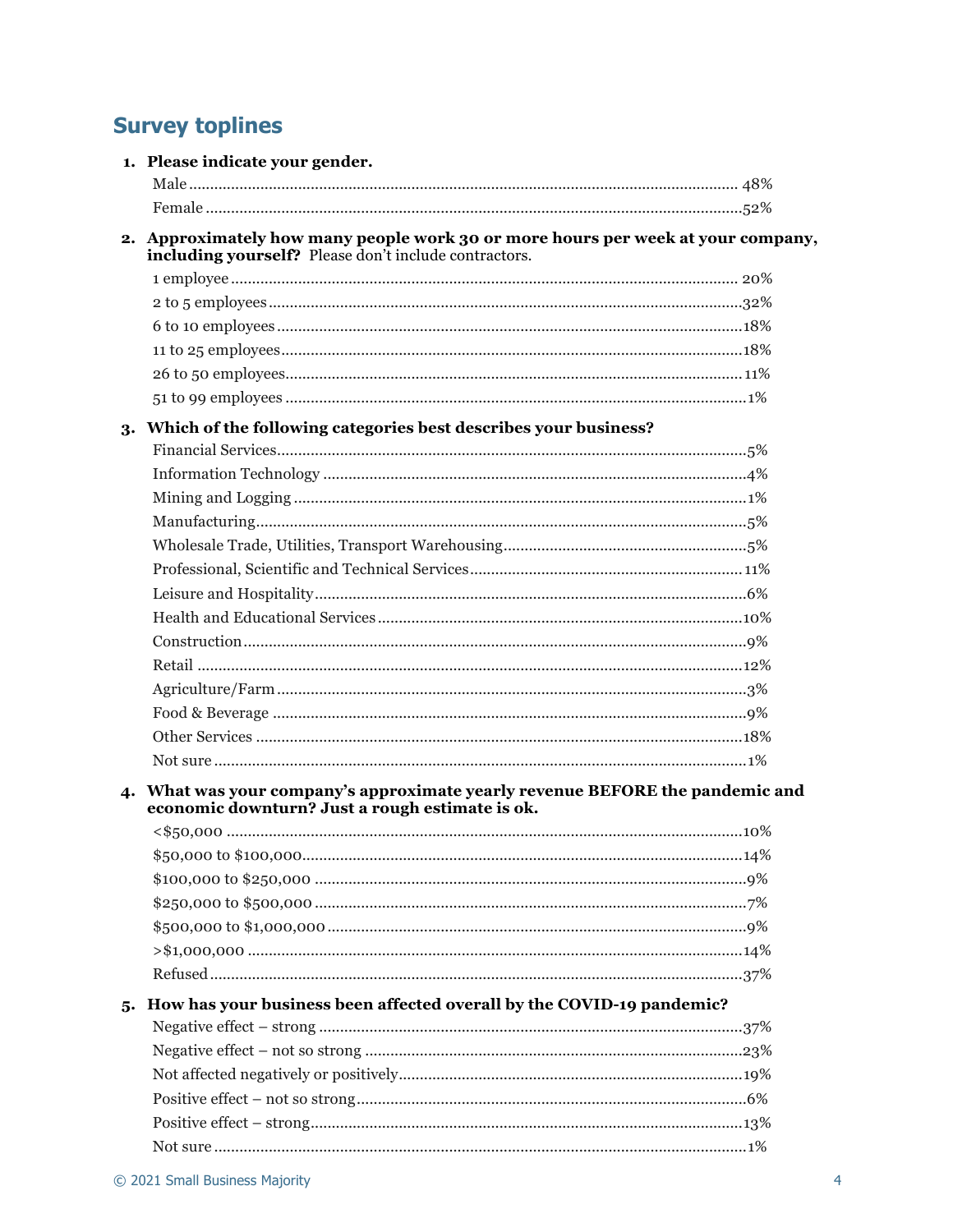## Survey toplines

1. **Please indicate your gender.**

| | |
|---|---|
| Male | 48% |
| Female | 52% |

2. **Approximately how many people work 30 or more hours per week at your company, including yourself?** Please don't include contractors.

| | |
|---|---|
| 1 employee | 20% |
| 2 to 5 employees | 32% |
| 6 to 10 employees | 18% |
| 11 to 25 employees | 18% |
| 26 to 50 employees | 11% |
| 51 to 99 employees | 1% |

3. **Which of the following categories best describes your business?**

| | |
|---|---|
| Financial Services | 5% |
| Information Technology | 4% |
| Mining and Logging | 1% |
| Manufacturing | 5% |
| Wholesale Trade, Utilities, Transport Warehousing | 5% |
| Professional, Scientific and Technical Services | 11% |
| Leisure and Hospitality | 6% |
| Health and Educational Services | 10% |
| Construction | 9% |
| Retail | 12% |
| Agriculture/Farm | 3% |
| Food & Beverage | 9% |
| Other Services | 18% |
| Not sure | 1% |

4. **What was your company's approximate yearly revenue BEFORE the pandemic and economic downturn? Just a rough estimate is ok.**

| | |
|---|---|
| <$50,000 | 10% |
| $50,000 to $100,000 | 14% |
| $100,000 to $250,000 | 9% |
| $250,000 to $500,000 | 7% |
| $500,000 to $1,000,000 | 9% |
| >$1,000,000 | 14% |
| Refused | 37% |

5. **How has your business been affected overall by the COVID-19 pandemic?**

| | |
|---|---|
| Negative effect – strong | 37% |
| Negative effect – not so strong | 23% |
| Not affected negatively or positively | 19% |
| Positive effect – not so strong | 6% |
| Positive effect – strong | 13% |
| Not sure | 1% |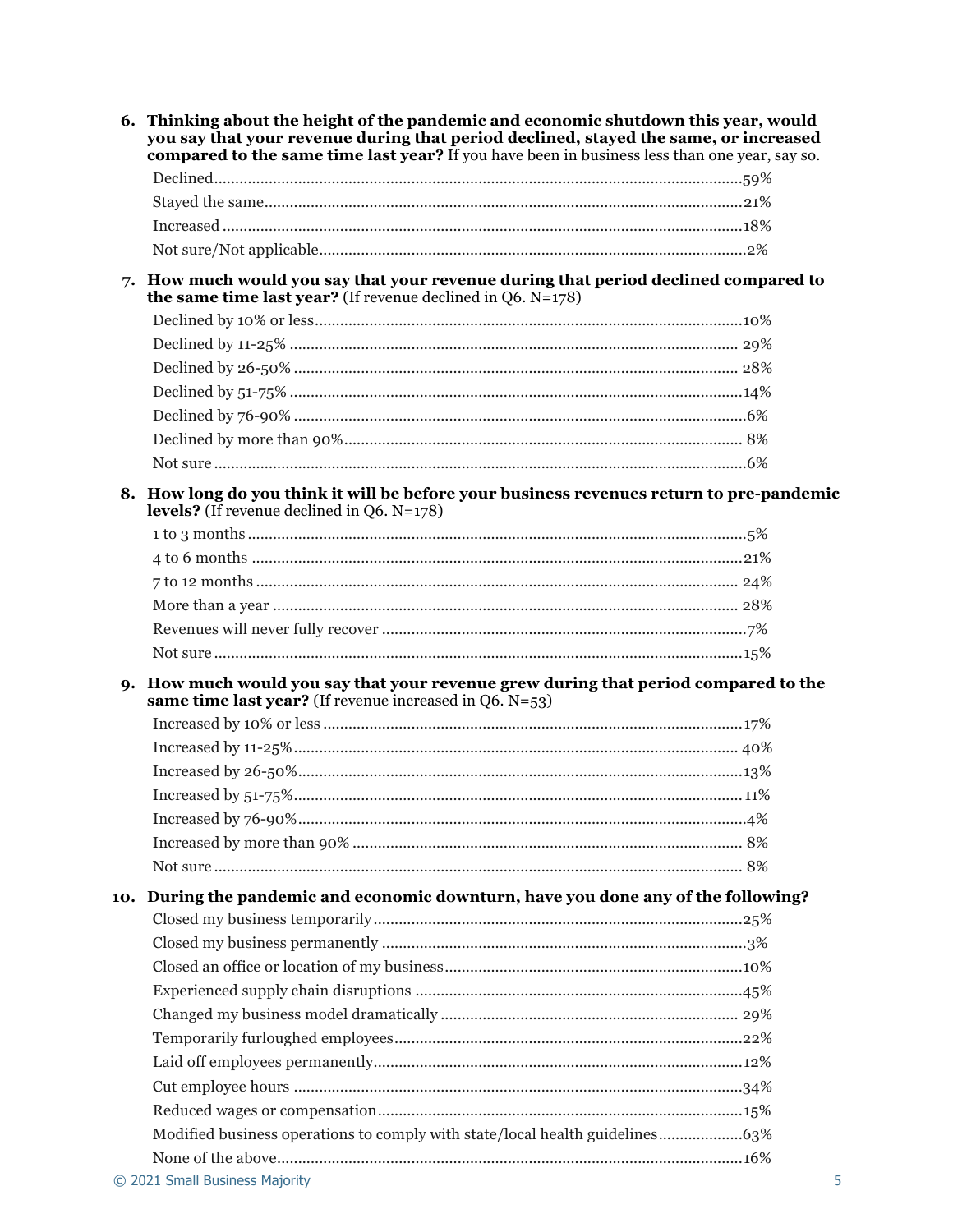**6. Thinking about the height of the pandemic and economic shutdown this year, would you say that your revenue during that period declined, stayed the same, or increased compared to the same time last year?** If you have been in business less than one year, say so.

| Response | % |
|---|---|
| Declined | 59% |
| Stayed the same | 21% |
| Increased | 18% |
| Not sure/Not applicable | 2% |

**7. How much would you say that your revenue during that period declined compared to the same time last year?** (If revenue declined in Q6. N=178)

| Response | % |
|---|---|
| Declined by 10% or less | 10% |
| Declined by 11-25% | 29% |
| Declined by 26-50% | 28% |
| Declined by 51-75% | 14% |
| Declined by 76-90% | 6% |
| Declined by more than 90% | 8% |
| Not sure | 6% |

**8. How long do you think it will be before your business revenues return to pre-pandemic levels?** (If revenue declined in Q6. N=178)

| Response | % |
|---|---|
| 1 to 3 months | 5% |
| 4 to 6 months | 21% |
| 7 to 12 months | 24% |
| More than a year | 28% |
| Revenues will never fully recover | 7% |
| Not sure | 15% |

**9. How much would you say that your revenue grew during that period compared to the same time last year?** (If revenue increased in Q6. N=53)

| Response | % |
|---|---|
| Increased by 10% or less | 17% |
| Increased by 11-25% | 40% |
| Increased by 26-50% | 13% |
| Increased by 51-75% | 11% |
| Increased by 76-90% | 4% |
| Increased by more than 90% | 8% |
| Not sure | 8% |

**10. During the pandemic and economic downturn, have you done any of the following?**

| Response | % |
|---|---|
| Closed my business temporarily | 25% |
| Closed my business permanently | 3% |
| Closed an office or location of my business | 10% |
| Experienced supply chain disruptions | 45% |
| Changed my business model dramatically | 29% |
| Temporarily furloughed employees | 22% |
| Laid off employees permanently | 12% |
| Cut employee hours | 34% |
| Reduced wages or compensation | 15% |
| Modified business operations to comply with state/local health guidelines | 63% |
| None of the above | 16% |

© 2021 Small Business Majority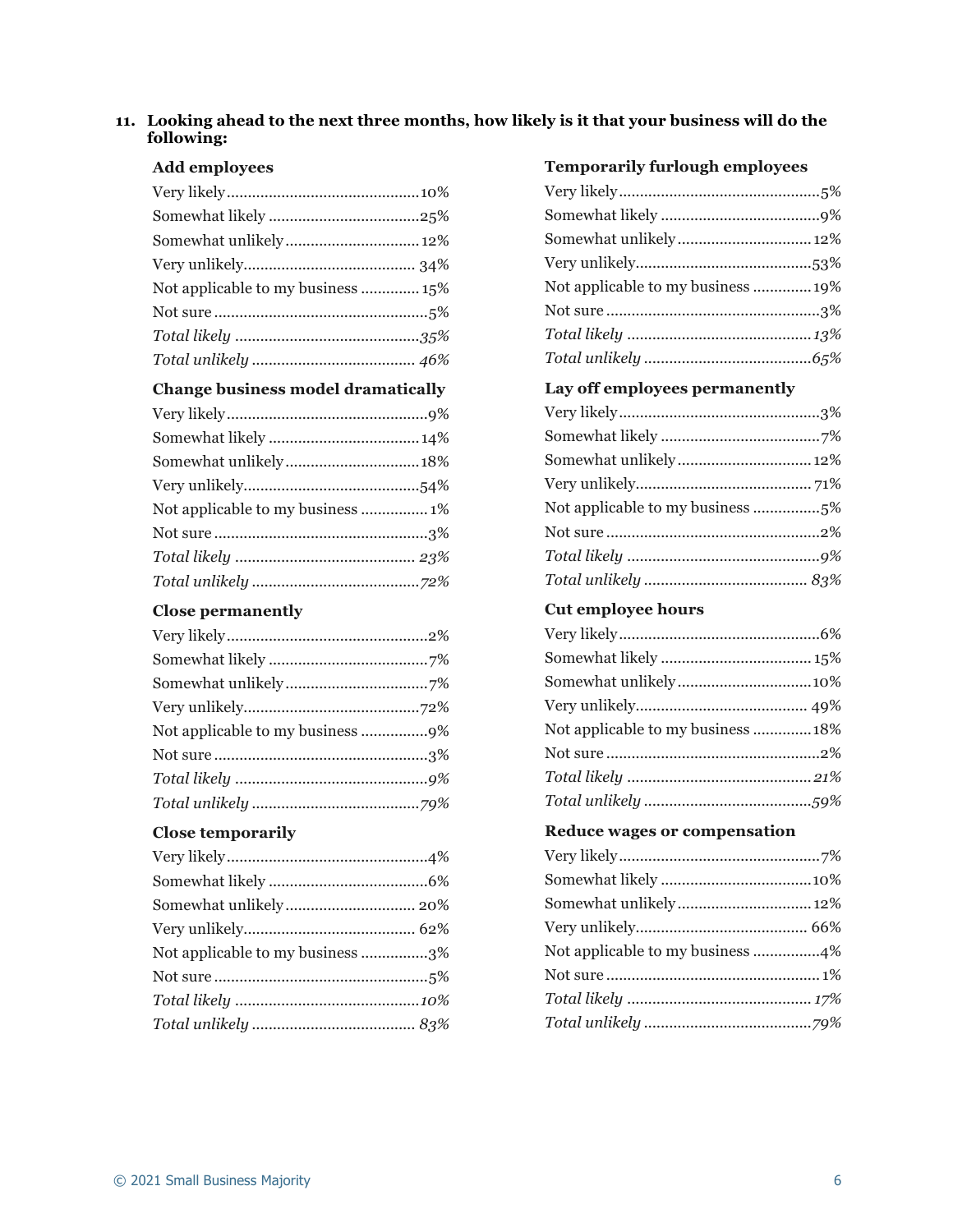**11. Looking ahead to the next three months, how likely is it that your business will do the following:**

**Add employees**

| | |
|---|---|
| Very likely | 10% |
| Somewhat likely | 25% |
| Somewhat unlikely | 12% |
| Very unlikely | 34% |
| Not applicable to my business | 15% |
| Not sure | 5% |
| *Total likely* | *35%* |
| *Total unlikely* | *46%* |

**Change business model dramatically**

| | |
|---|---|
| Very likely | 9% |
| Somewhat likely | 14% |
| Somewhat unlikely | 18% |
| Very unlikely | 54% |
| Not applicable to my business | 1% |
| Not sure | 3% |
| *Total likely* | *23%* |
| *Total unlikely* | *72%* |

**Close permanently**

| | |
|---|---|
| Very likely | 2% |
| Somewhat likely | 7% |
| Somewhat unlikely | 7% |
| Very unlikely | 72% |
| Not applicable to my business | 9% |
| Not sure | 3% |
| *Total likely* | *9%* |
| *Total unlikely* | *79%* |

**Close temporarily**

| | |
|---|---|
| Very likely | 4% |
| Somewhat likely | 6% |
| Somewhat unlikely | 20% |
| Very unlikely | 62% |
| Not applicable to my business | 3% |
| Not sure | 5% |
| *Total likely* | *10%* |
| *Total unlikely* | *83%* |

**Temporarily furlough employees**

| | |
|---|---|
| Very likely | 5% |
| Somewhat likely | 9% |
| Somewhat unlikely | 12% |
| Very unlikely | 53% |
| Not applicable to my business | 19% |
| Not sure | 3% |
| *Total likely* | *13%* |
| *Total unlikely* | *65%* |

**Lay off employees permanently**

| | |
|---|---|
| Very likely | 3% |
| Somewhat likely | 7% |
| Somewhat unlikely | 12% |
| Very unlikely | 71% |
| Not applicable to my business | 5% |
| Not sure | 2% |
| *Total likely* | *9%* |
| *Total unlikely* | *83%* |

**Cut employee hours**

| | |
|---|---|
| Very likely | 6% |
| Somewhat likely | 15% |
| Somewhat unlikely | 10% |
| Very unlikely | 49% |
| Not applicable to my business | 18% |
| Not sure | 2% |
| *Total likely* | *21%* |
| *Total unlikely* | *59%* |

**Reduce wages or compensation**

| | |
|---|---|
| Very likely | 7% |
| Somewhat likely | 10% |
| Somewhat unlikely | 12% |
| Very unlikely | 66% |
| Not applicable to my business | 4% |
| Not sure | 1% |
| *Total likely* | *17%* |
| *Total unlikely* | *79%* |

© 2021 Small Business Majority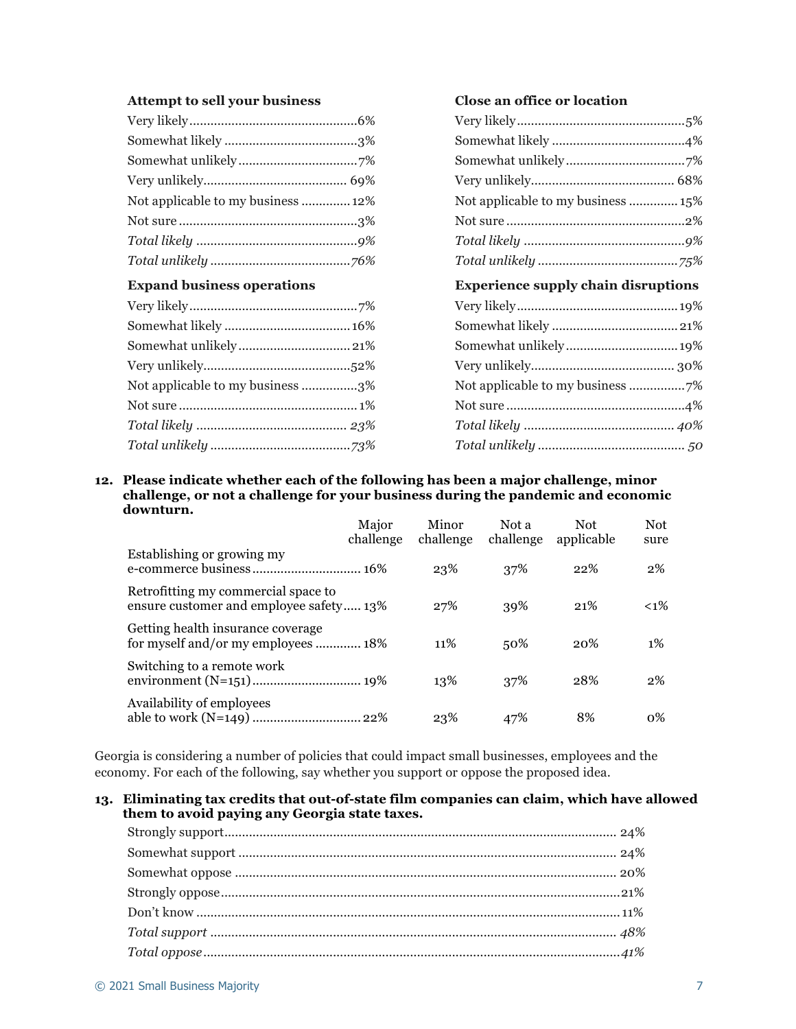**Attempt to sell your business**

| | |
|---|---|
| Very likely | 6% |
| Somewhat likely | 3% |
| Somewhat unlikely | 7% |
| Very unlikely | 69% |
| Not applicable to my business | 12% |
| Not sure | 3% |
| *Total likely* | *9%* |
| *Total unlikely* | *76%* |

**Close an office or location**

| | |
|---|---|
| Very likely | 5% |
| Somewhat likely | 4% |
| Somewhat unlikely | 7% |
| Very unlikely | 68% |
| Not applicable to my business | 15% |
| Not sure | 2% |
| *Total likely* | *9%* |
| *Total unlikely* | *75%* |

**Expand business operations**

| | |
|---|---|
| Very likely | 7% |
| Somewhat likely | 16% |
| Somewhat unlikely | 21% |
| Very unlikely | 52% |
| Not applicable to my business | 3% |
| Not sure | 1% |
| *Total likely* | *23%* |
| *Total unlikely* | *73%* |

**Experience supply chain disruptions**

| | |
|---|---|
| Very likely | 19% |
| Somewhat likely | 21% |
| Somewhat unlikely | 19% |
| Very unlikely | 30% |
| Not applicable to my business | 7% |
| Not sure | 4% |
| *Total likely* | *40%* |
| *Total unlikely* | *50* |

**12. Please indicate whether each of the following has been a major challenge, minor challenge, or not a challenge for your business during the pandemic and economic downturn.**

| | Major challenge | Minor challenge | Not a challenge | Not applicable | Not sure |
|---|---|---|---|---|---|
| Establishing or growing my e-commerce business | 16% | 23% | 37% | 22% | 2% |
| Retrofitting my commercial space to ensure customer and employee safety | 13% | 27% | 39% | 21% | <1% |
| Getting health insurance coverage for myself and/or my employees | 18% | 11% | 50% | 20% | 1% |
| Switching to a remote work environment (N=151) | 19% | 13% | 37% | 28% | 2% |
| Availability of employees able to work (N=149) | 22% | 23% | 47% | 8% | 0% |

Georgia is considering a number of policies that could impact small businesses, employees and the economy. For each of the following, say whether you support or oppose the proposed idea.

**13. Eliminating tax credits that out-of-state film companies can claim, which have allowed them to avoid paying any Georgia state taxes.**

| | |
|---|---|
| Strongly support | 24% |
| Somewhat support | 24% |
| Somewhat oppose | 20% |
| Strongly oppose | 21% |
| Don't know | 11% |
| *Total support* | *48%* |
| *Total oppose* | *41%* |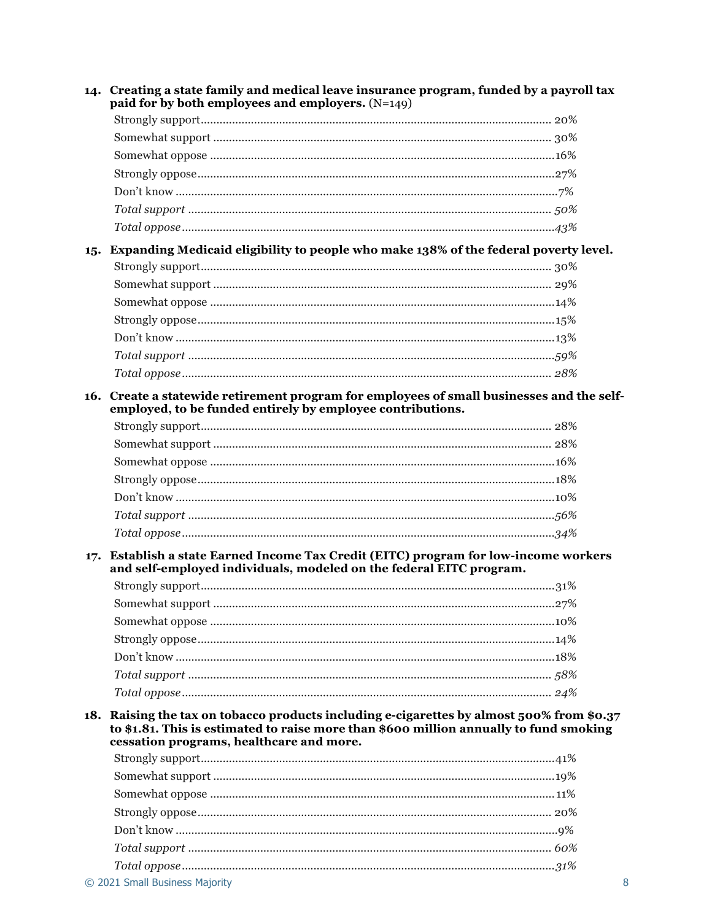14. **Creating a state family and medical leave insurance program, funded by a payroll tax paid for by both employees and employers.** (N=149)

| | |
|---|---|
| Strongly support | 20% |
| Somewhat support | 30% |
| Somewhat oppose | 16% |
| Strongly oppose | 27% |
| Don't know | 7% |
| *Total support* | *50%* |
| *Total oppose* | *43%* |

15. **Expanding Medicaid eligibility to people who make 138% of the federal poverty level.**

| | |
|---|---|
| Strongly support | 30% |
| Somewhat support | 29% |
| Somewhat oppose | 14% |
| Strongly oppose | 15% |
| Don't know | 13% |
| *Total support* | *59%* |
| *Total oppose* | *28%* |

16. **Create a statewide retirement program for employees of small businesses and the self-employed, to be funded entirely by employee contributions.**

| | |
|---|---|
| Strongly support | 28% |
| Somewhat support | 28% |
| Somewhat oppose | 16% |
| Strongly oppose | 18% |
| Don't know | 10% |
| *Total support* | *56%* |
| *Total oppose* | *34%* |

17. **Establish a state Earned Income Tax Credit (EITC) program for low-income workers and self-employed individuals, modeled on the federal EITC program.**

| | |
|---|---|
| Strongly support | 31% |
| Somewhat support | 27% |
| Somewhat oppose | 10% |
| Strongly oppose | 14% |
| Don't know | 18% |
| *Total support* | *58%* |
| *Total oppose* | *24%* |

18. **Raising the tax on tobacco products including e-cigarettes by almost 500% from $0.37 to $1.81. This is estimated to raise more than $600 million annually to fund smoking cessation programs, healthcare and more.**

| | |
|---|---|
| Strongly support | 41% |
| Somewhat support | 19% |
| Somewhat oppose | 11% |
| Strongly oppose | 20% |
| Don't know | 9% |
| *Total support* | *60%* |
| *Total oppose* | *31%* |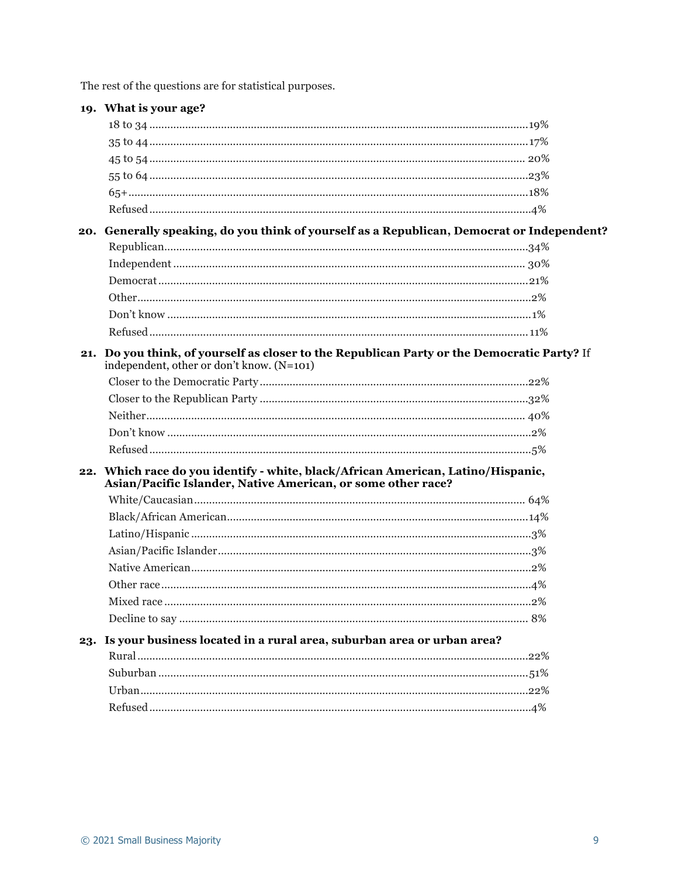The rest of the questions are for statistical purposes.

**19. What is your age?**

| | |
|---|---|
| 18 to 34 | 19% |
| 35 to 44 | 17% |
| 45 to 54 | 20% |
| 55 to 64 | 23% |
| 65+ | 18% |
| Refused | 4% |

**20. Generally speaking, do you think of yourself as a Republican, Democrat or Independent?**

| | |
|---|---|
| Republican | 34% |
| Independent | 30% |
| Democrat | 21% |
| Other | 2% |
| Don't know | 1% |
| Refused | 11% |

**21. Do you think, of yourself as closer to the Republican Party or the Democratic Party?** If independent, other or don't know. (N=101)

| | |
|---|---|
| Closer to the Democratic Party | 22% |
| Closer to the Republican Party | 32% |
| Neither | 40% |
| Don't know | 2% |
| Refused | 5% |

**22. Which race do you identify - white, black/African American, Latino/Hispanic, Asian/Pacific Islander, Native American, or some other race?**

| | |
|---|---|
| White/Caucasian | 64% |
| Black/African American | 14% |
| Latino/Hispanic | 3% |
| Asian/Pacific Islander | 3% |
| Native American | 2% |
| Other race | 4% |
| Mixed race | 2% |
| Decline to say | 8% |

**23. Is your business located in a rural area, suburban area or urban area?**

| | |
|---|---|
| Rural | 22% |
| Suburban | 51% |
| Urban | 22% |
| Refused | 4% |

© 2021 Small Business Majority